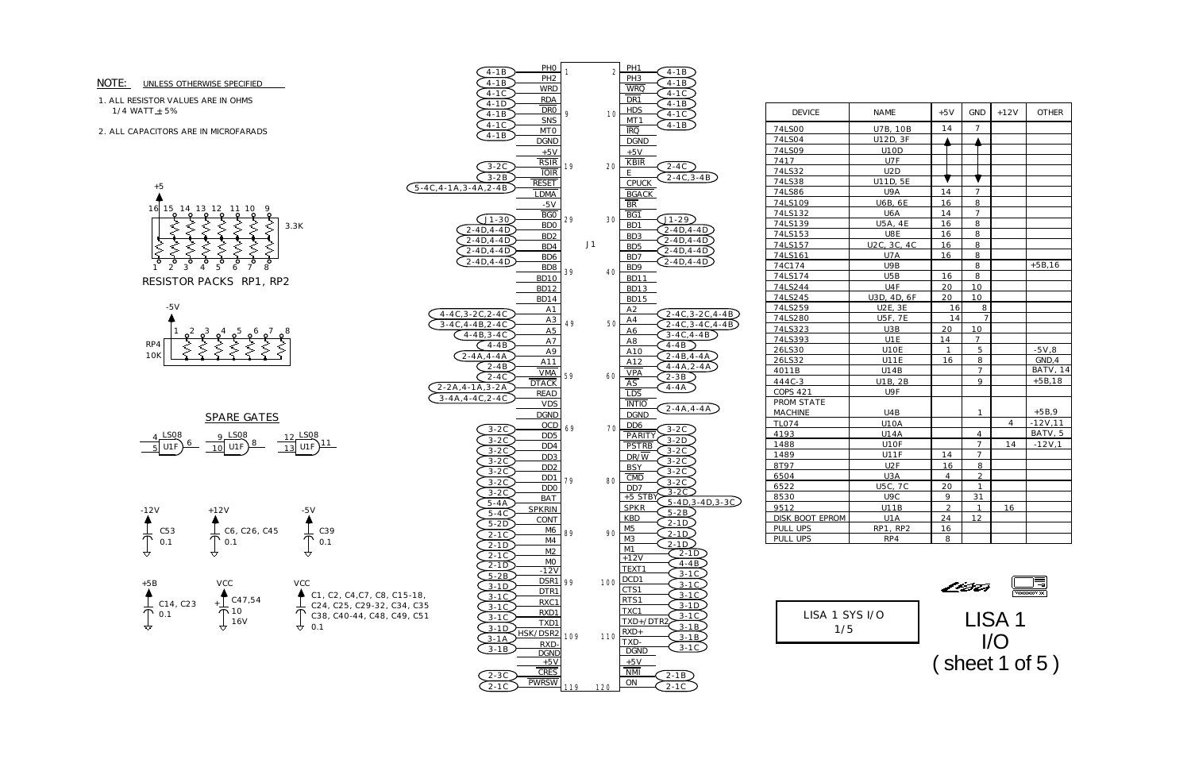NOTE: UNLESS OTHERWISE SPECIFIED

1. ALL RESISTOR VALUES ARE IN OHMS
   1/4 WATT ± 5%
2. ALL CAPACITORS ARE IN MICROFARADS

RESISTOR PACKS RP1, RP2 (3.3K)

RP4 10K

SPARE GATES

- LS08 U1F: 4, 5 → 6
- LS08 U1F: 9, 10 → 8
- LS08 U1F: 12, 13 → 11

- -12V: C53 0.1
- +12V: C6, C26, C45 0.1
- -5V: C39 0.1
- +5B: C14, C23 0.1
- VCC: C47,54 10 16V
- VCC: C1, C2, C4,C7, C8, C15-18, C24, C25, C29-32, C34, C35 C38, C40-44, C48, C49, C51 0.1

## J1

| Ref | Signal | Pin | Pin | Signal | Ref |
|---|---|---|---|---|---|
| 4-1B | PH0 | 1 | 2 | PH1 | 4-1B |
| 4-1B | PH2 | | | PH3 | 4-1B |
| 4-1C | WRD | | | WRQ | 4-1C |
| 4-1D | RDA | | | DR1 | 4-1B |
| 4-1B | DR0 | 9 | 10 | HDS | 4-1C |
| 4-1C | SNS | | | MT1 | 4-1B |
| 4-1B | MT0 | | | IRQ | |
| | DGND | | | DGND | |
| | +5V | | | +5V | |
| 3-2C | RSIR | 19 | 20 | KBIR | 2-4C |
| 3-2B | IOIR | | | E | 2-4C,3-4B |
| 5-4C,4-1A,3-4A,2-4B | RESET | | | CPUCK | |
| | LDMA | | | BGACK | |
| | -5V | | | BR | |
| J1-30 | BG0 | 29 | 30 | BG1 | J1-29 |
| 2-4D,4-4D | BD0 | | | BD1 | 2-4D,4-4D |
| 2-4D,4-4D | BD2 | | | BD3 | 2-4D,4-4D |
| 2-4D,4-4D | BD4 | | | BD5 | 2-4D,4-4D |
| 2-4D,4-4D | BD6 | | | BD7 | 2-4D,4-4D |
| | BD8 | 39 | 40 | BD9 | |
| | BD10 | | | BD11 | |
| | BD12 | | | BD13 | |
| | BD14 | | | BD15 | |
| 4-4C,3-2C,2-4C | A1 | | | A2 | 2-4C,3-2C,4-4B |
| 3-4C,4-4B,2-4C | A3 | 49 | 50 | A4 | 2-4C,3-4C,4-4B |
| 4-4B,3-4C | A5 | | | A6 | 3-4C,4-4B |
| 4-4B | A7 | | | A8 | 4-4B |
| 2-4A,4-4A | A9 | | | A10 | 2-4B,4-4A |
| 2-4B | A11 | | | A12 | 4-4A,2-4A |
| 2-4C | VMA | 59 | 60 | VPA | 2-3B |
| 2-2A,4-1A,3-2A | DTACK | | | AS | 4-4A |
| 3-4A,4-4C,2-4C | READ | | | LDS | |
| | VDS | | | INTIO | 2-4A,4-4A |
| | DGND | | | DGND | |
| 3-2C | OCD | 69 | 70 | DD6 | 3-2C |
| 3-2C | DD5 | | | PARITY | 3-2D |
| 3-2C | DD4 | | | PSTRB | 3-2C |
| 3-2C | DD3 | | | DR/W | 3-2C |
| 3-2C | DD2 | | | BSY | 3-2C |
| 3-2C | DD1 | 79 | 80 | CMD | 3-2C |
| 3-2C | DD0 | | | DD7 | 3-2C |
| 5-4A | BAT | | | +5 STBY | 5-4D,3-4D,3-4C |
| 5-4C | SPKRIN | | | SPKR | 5-2B |
| 5-2D | CONT | | | KBD | 2-1D |
| 2-1C | M6 | 89 | 90 | M5 | 2-1D |
| 2-1D | M4 | | | M3 | 2-1D |
| 2-1C | M2 | | | M1 | 2-1D |
| 2-1D | M0 | | | +12V | 4-4B |
| 5-2B | -12V | | | TEXT1 | 3-1C |
| 3-1D | DSR1 | 99 | 100 | DCD1 | 3-1C |
| 3-1C | DTR1 | | | CTS1 | 3-1C |
| 3-1C | RXC1 | | | RTS1 | 3-1D |
| 3-1C | RXD1 | | | TXC1 | 3-1C |
| 3-1D | TXD1 | | | TXD+/DTR2 | 3-1B |
| 3-1A | HSK/DSR2 | 109 | 110 | RXD+ | 3-1B |
| 3-1B | RXD- | | | TXD- | 3-1C |
| | DGND | | | DGND | |
| | +5V | | | +5V | |
| 2-3C | CRES | | | NMI | 2-1B |
| 2-1C | PWRSW | 119 | 120 | ON | 2-1C |

| DEVICE | NAME | +5V | GND | +12V | OTHER |
|---|---|---|---|---|---|
| 74LS00 | U7B, 10B | 14 | 7 | | |
| 74LS04 | U12D, 3F | | | | |
| 74LS09 | U10D | | | | |
| 7417 | U7F | | | | |
| 74LS32 | U2D | | | | |
| 74LS38 | U11D, 5E | | | | |
| 74LS86 | U9A | 14 | 7 | | |
| 74LS109 | U6B, 6E | 16 | 8 | | |
| 74LS132 | U6A | 14 | 7 | | |
| 74LS139 | U5A, 4E | 16 | 8 | | |
| 74LS153 | U8E | 16 | 8 | | |
| 74LS157 | U2C, 3C, 4C | 16 | 8 | | |
| 74LS161 | U7A | 16 | 8 | | |
| 74C174 | U9B | | 8 | | +5B,16 |
| 74LS174 | U5B | 16 | 8 | | |
| 74LS244 | U4F | 20 | 10 | | |
| 74LS245 | U3D, 4D, 6F | 20 | 10 | | |
| 74LS259 | U2E, 3E | 16 | 8 | | |
| 74LS280 | U5F, 7E | 14 | 7 | | |
| 74LS323 | U3B | 20 | 10 | | |
| 74LS393 | U1E | 14 | 7 | | |
| 26LS30 | U10E | 1 | 5 | | -5V,8 |
| 26LS32 | U11E | 16 | 8 | | GND,4 |
| 4011B | U14B | | 7 | | BATV, 14 |
| 444C-3 | U1B, 2B | | 9 | | +5B,18 |
| COPS 421 | U9F | | | | |
| PROM STATE MACHINE | U4B | | 1 | | +5B,9 |
| TL074 | U10A | | | 4 | -12V,11 |
| 4193 | U14A | | 4 | | BATV, 5 |
| 1488 | U10F | | 7 | 14 | -12V,1 |
| 1489 | U11F | 14 | 7 | | |
| 8T97 | U2F | 16 | 8 | | |
| 6504 | U3A | 4 | 2 | | |
| 6522 | U5C, 7C | 20 | 1 | | |
| 8530 | U9C | 9 | 31 | | |
| 9512 | U11B | 2 | 1 | 16 | |
| DISK BOOT EPROM | U1A | 24 | 12 | | |
| PULL UPS | RP1, RP2 | 16 | | | |
| PULL UPS | RP4 | 8 | | | |

LISA 1 SYS I/O
1/5

# LISA 1 I/O ( sheet 1 of 5 )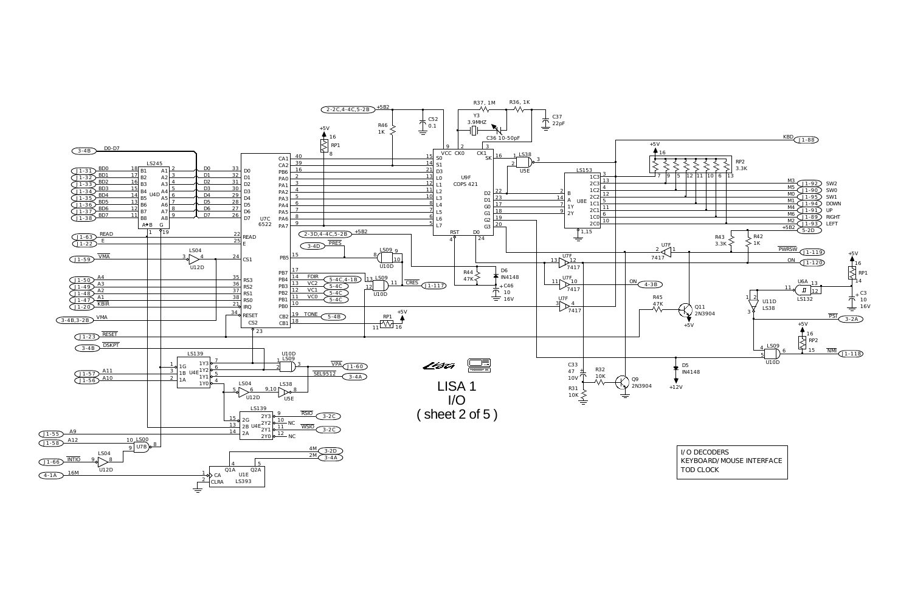# LISA 1 I/O (sheet 2 of 5)

I/O DECODERS
KEYBOARD/MOUSE INTERFACE
TOD CLOCK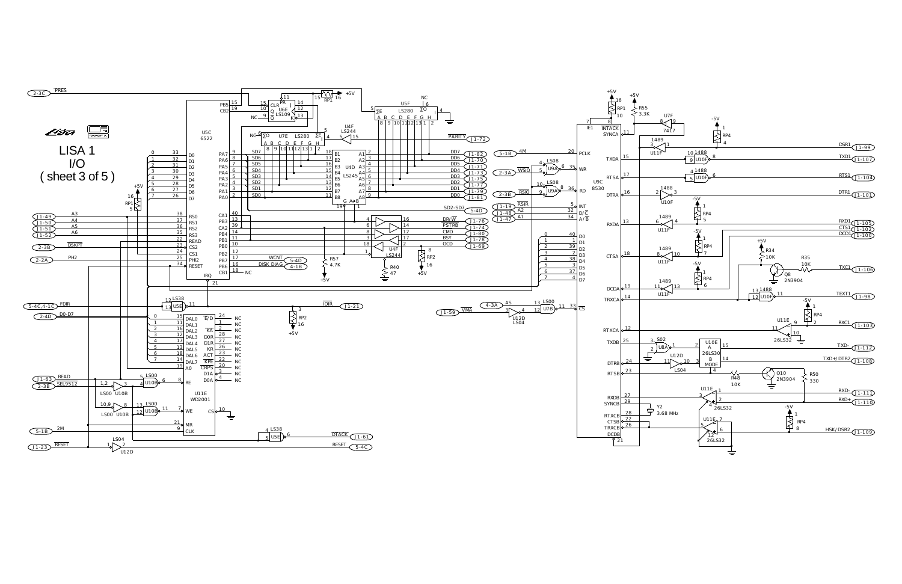# LISA 1

# I/O

# ( sheet 3 of 5 )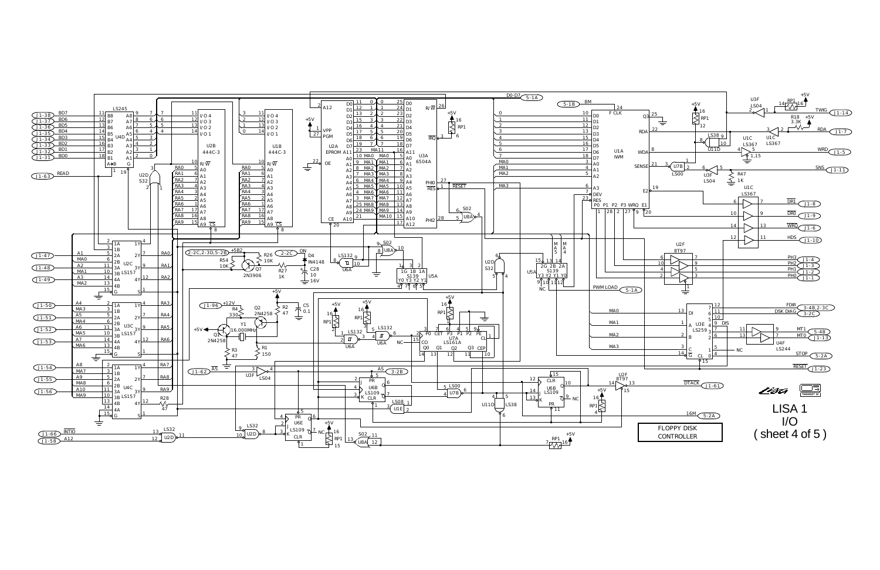LISA 1
I/O
( sheet 4 of 5 )

FLOPPY DISK CONTROLLER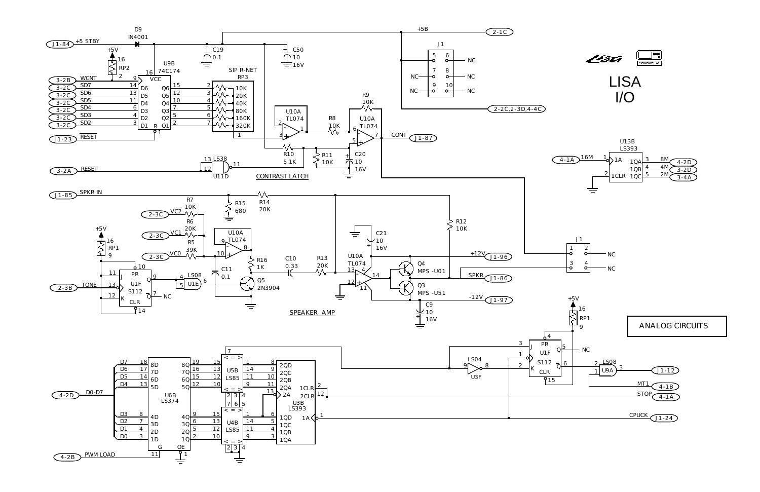LISA
I/O

ANALOG CIRCUITS

+5 STBY
D9
IN4001
+5B
C19
0.1
C50
10
16V
+5V
RP2
16
2
U9B
74C174
VCC
16
WCNT
SD7
SD6
SD5
SD4
SD3
SD2
D6
D5
D4
D3
D2
D1
Q6
Q5
Q4
Q3
Q2
Q1
R
RESET
SIP R-NET
RP3
10K
20K
40K
80K
160K
320K
U10A
TL074
R8
10K
R9
10K
CONT
R10
5.1K
R11
10K
C20
10
16V
LS38
U11D
RESET
CONTRAST LATCH

J 1
5 6 NC
NC 7 8 NC
NC 9 10 NC

U13B
LS393
16M
1A
1CLR
1QA 8M
1QB 4M
1QC 2M

SPKR IN
R15
680
R14
20K
R7
10K
VC2
R6
20K
VC1
R5
39K
VC0
U10A
TL074
R16
1K
C11
0.1
Q5
2N3904
+5V
RP1
16
9
PR
J
U1F
S112
K
CLR
TONE
Q
NC
LS08
U1E
C10
0.33
R13
20K
C21
10
16V
U10A
TL074
Q4
MPS -U01
Q3
MPS -U51
R12
10K
+12V
SPKR
-12V
C9
10
16V
SPEAKER AMP

J 1
1 2 NC
3 4 NC

D0-D7
D7
D6
D5
D4
D3
D2
D1
D0
U6B
LS374
8D 7D 6D 5D 4D 3D 2D 1D
8Q 7Q 6Q 5Q 4Q 3Q 2Q 1Q
G
OE
PWM LOAD
U5B
LS85
U4B
LS85
U3B
LS393
2QD 2QC 2QB 2QA
2A
1QD 1QC 1QB 1QA
1CLR
2CLR
1A
LS04
U3F
+5V
RP1
16
9
PR
J
U1F
S112
K
CLR
Q
NC
LS08
U9A
MT1
STOP
CPUCK

J1-84
J1-23
J1-87
J1-85
J1-96
J1-86
J1-97
J1-12
J1-24
2-1C
2-2C,2-3D,4-4C
3-2B
3-2C
3-2A
4-1A
4-2D
3-2D
3-4A
2-3C
2-3B
4-2D
4-2B
4-1B
4-1A